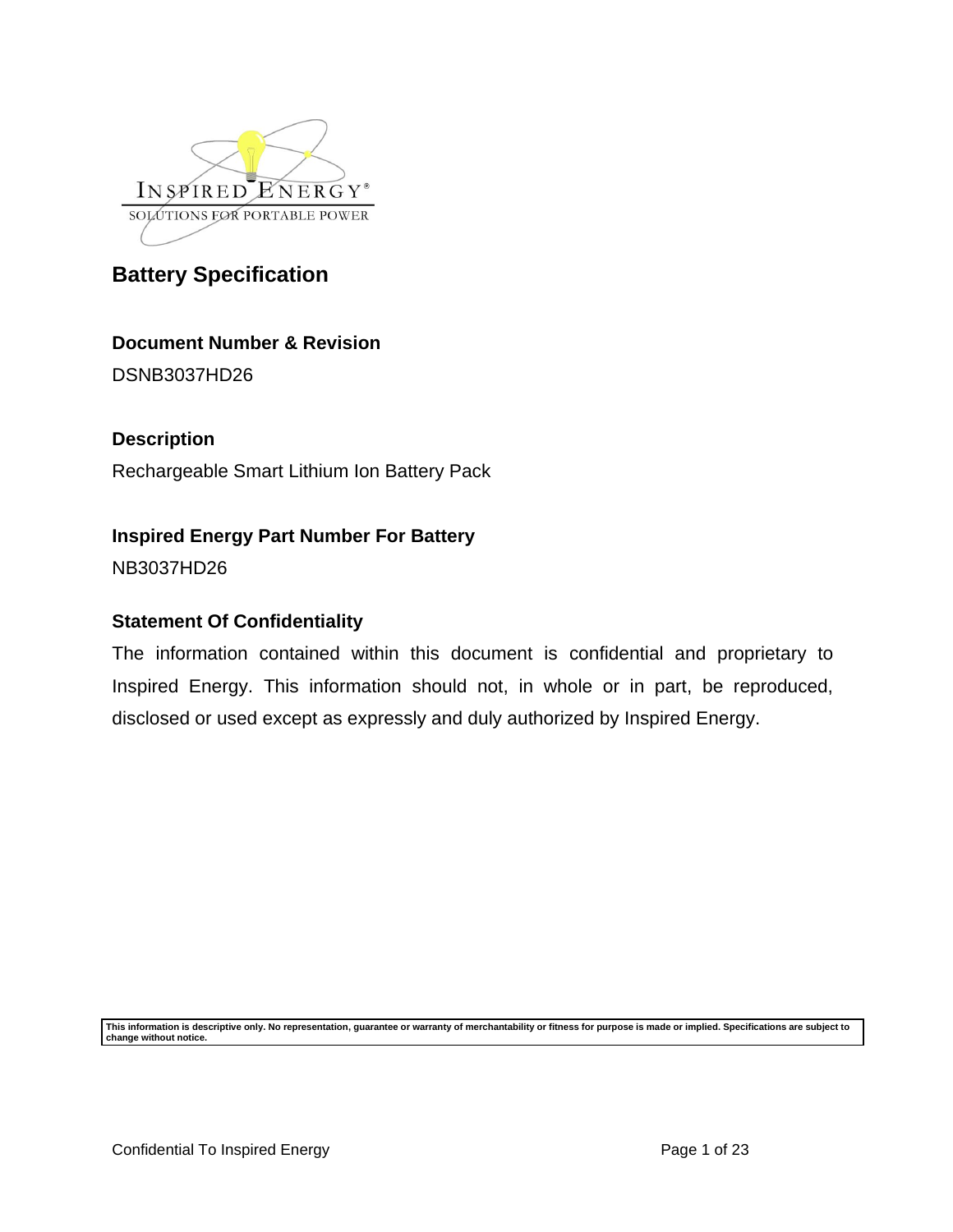# Battery Specification

### Document Number & Revision

DSNB3037HD26

### Description

Rechargeable Smart Lithium Ion Battery Pack

### Inspired Energy Part Number For Battery

NB3037HD26

### Statement Of Confidentiality

The information contained within this document is confidential and proprietary to Inspired Energy. This information should not, in whole or in part, be reproduced, disclosed or used except as expressly and duly authorized by Inspired Energy.

**This information is descriptive only. No representation, guarantee or warranty of merchantability or fitness for purpose is made or implied. Specifications are subject to change without notice.**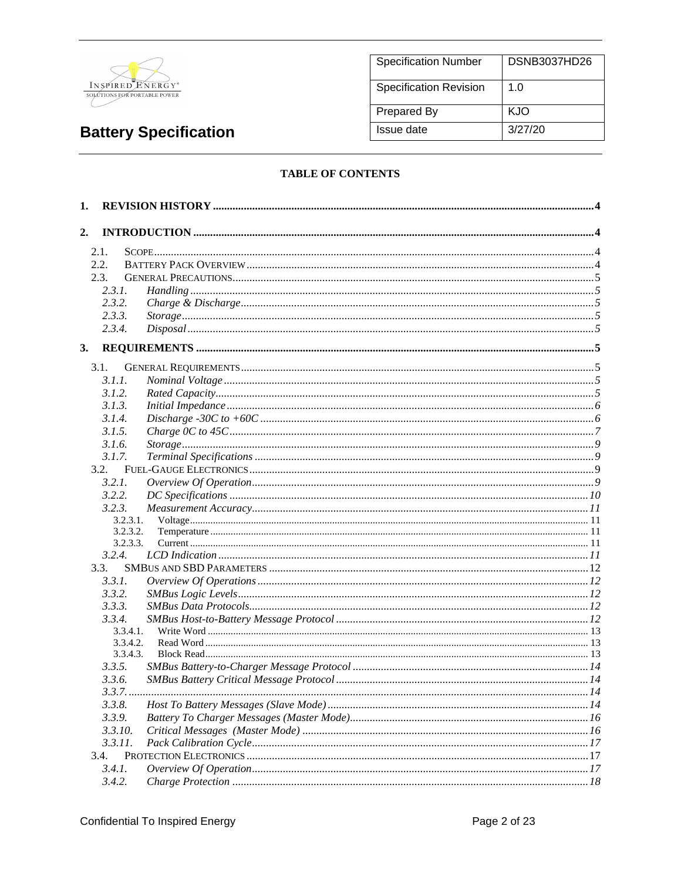| Specification Number | DSNB3037HD26 |
| --- | --- |
| Specification Revision | 1.0 |
| Prepared By | KJO |
| Issue date | 3/27/20 |

# Battery Specification

**TABLE OF CONTENTS**

**1. REVISION HISTORY** ....... 4

**2. INTRODUCTION** ....... 4

- 2.1. SCOPE ....... 4
- 2.2. BATTERY PACK OVERVIEW ....... 4
- 2.3. GENERAL PRECAUTIONS ....... 5
  - 2.3.1. *Handling* ....... 5
  - 2.3.2. *Charge & Discharge* ....... 5
  - 2.3.3. *Storage* ....... 5
  - 2.3.4. *Disposal* ....... 5

**3. REQUIREMENTS** ....... 5

- 3.1. GENERAL REQUIREMENTS ....... 5
  - 3.1.1. *Nominal Voltage* ....... 5
  - 3.1.2. *Rated Capacity* ....... 5
  - 3.1.3. *Initial Impedance* ....... 6
  - 3.1.4. *Discharge -30C to +60C* ....... 6
  - 3.1.5. *Charge 0C to 45C* ....... 7
  - 3.1.6. *Storage* ....... 9
  - 3.1.7. *Terminal Specifications* ....... 9
- 3.2. FUEL-GAUGE ELECTRONICS ....... 9
  - 3.2.1. *Overview Of Operation* ....... 9
  - 3.2.2. *DC Specifications* ....... 10
  - 3.2.3. *Measurement Accuracy* ....... 11
    - 3.2.3.1. Voltage ....... 11
    - 3.2.3.2. Temperature ....... 11
    - 3.2.3.3. Current ....... 11
  - 3.2.4. *LCD Indication* ....... 11
- 3.3. SMBUS AND SBD PARAMETERS ....... 12
  - 3.3.1. *Overview Of Operations* ....... 12
  - 3.3.2. *SMBus Logic Levels* ....... 12
  - 3.3.3. *SMBus Data Protocols* ....... 12
  - 3.3.4. *SMBus Host-to-Battery Message Protocol* ....... 12
    - 3.3.4.1. Write Word ....... 13
    - 3.3.4.2. Read Word ....... 13
    - 3.3.4.3. Block Read ....... 13
  - 3.3.5. *SMBus Battery-to-Charger Message Protocol* ....... 14
  - 3.3.6. *SMBus Battery Critical Message Protocol* ....... 14
  - 3.3.7. ....... 14
  - 3.3.8. *Host To Battery Messages (Slave Mode)* ....... 14
  - 3.3.9. *Battery To Charger Messages (Master Mode)* ....... 16
  - 3.3.10. *Critical Messages (Master Mode)* ....... 16
  - 3.3.11. *Pack Calibration Cycle* ....... 17
- 3.4. PROTECTION ELECTRONICS ....... 17
  - 3.4.1. *Overview Of Operation* ....... 17
  - 3.4.2. *Charge Protection* ....... 18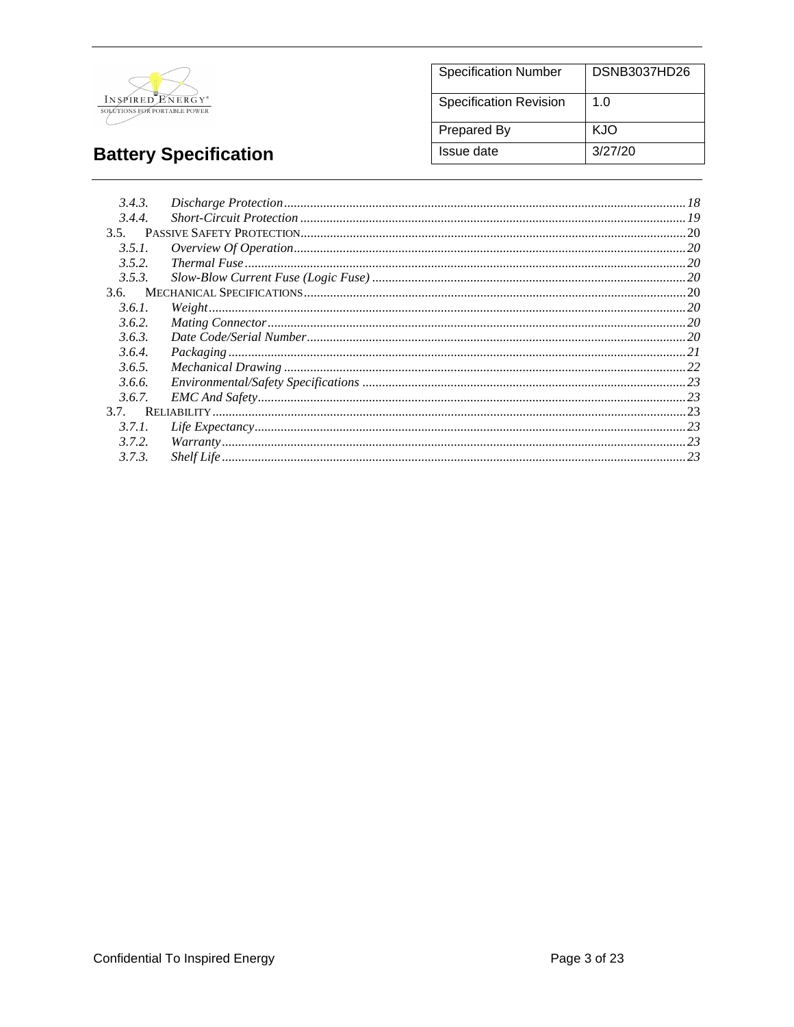| Specification Number | DSNB3037HD26 |
|---|---|
| Specification Revision | 1.0 |
| Prepared By | KJO |
| Issue date | 3/27/20 |

**Battery Specification**

*3.4.3. Discharge Protection* ............ *18*
*3.4.4. Short-Circuit Protection* ............ *19*
3.5. PASSIVE SAFETY PROTECTION ............ 20
*3.5.1. Overview Of Operation* ............ *20*
*3.5.2. Thermal Fuse* ............ *20*
*3.5.3. Slow-Blow Current Fuse (Logic Fuse)* ............ *20*
3.6. MECHANICAL SPECIFICATIONS ............ 20
*3.6.1. Weight* ............ *20*
*3.6.2. Mating Connector* ............ *20*
*3.6.3. Date Code/Serial Number* ............ *20*
*3.6.4. Packaging* ............ *21*
*3.6.5. Mechanical Drawing* ............ *22*
*3.6.6. Environmental/Safety Specifications* ............ *23*
*3.6.7. EMC And Safety* ............ *23*
3.7. RELIABILITY ............ 23
*3.7.1. Life Expectancy* ............ *23*
*3.7.2. Warranty* ............ *23*
*3.7.3. Shelf Life* ............ *23*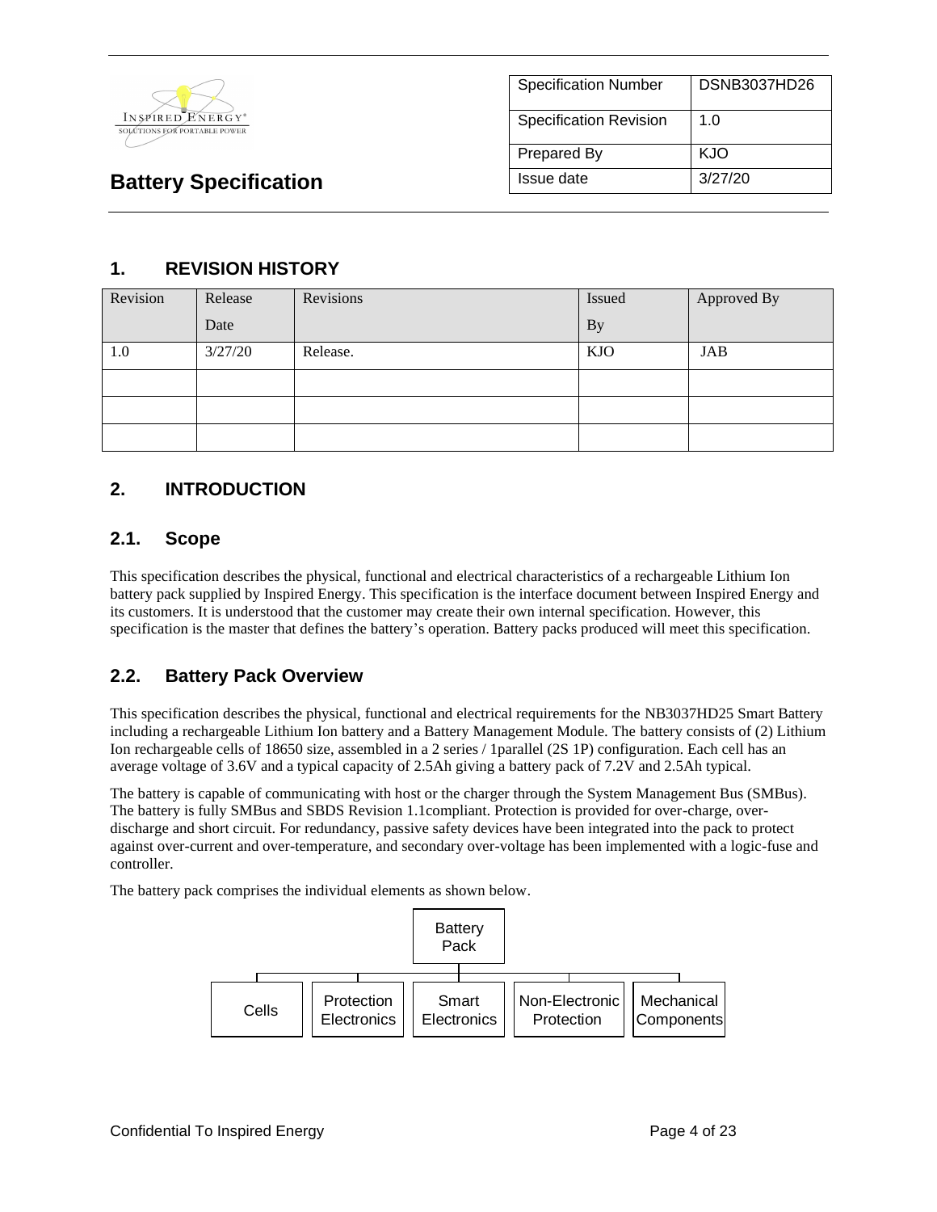| Specification Number | DSNB3037HD26 |
|---|---|
| Specification Revision | 1.0 |
| Prepared By | KJO |
| Issue date | 3/27/20 |

**Battery Specification**

## 1. REVISION HISTORY

| Revision | Release Date | Revisions | Issued By | Approved By |
|---|---|---|---|---|
| 1.0 | 3/27/20 | Release. | KJO | JAB |
| | | | | |
| | | | | |
| | | | | |

## 2. INTRODUCTION

### 2.1. Scope

This specification describes the physical, functional and electrical characteristics of a rechargeable Lithium Ion battery pack supplied by Inspired Energy. This specification is the interface document between Inspired Energy and its customers. It is understood that the customer may create their own internal specification. However, this specification is the master that defines the battery's operation. Battery packs produced will meet this specification.

### 2.2. Battery Pack Overview

This specification describes the physical, functional and electrical requirements for the NB3037HD25 Smart Battery including a rechargeable Lithium Ion battery and a Battery Management Module. The battery consists of (2) Lithium Ion rechargeable cells of 18650 size, assembled in a 2 series / 1parallel (2S 1P) configuration. Each cell has an average voltage of 3.6V and a typical capacity of 2.5Ah giving a battery pack of 7.2V and 2.5Ah typical.

The battery is capable of communicating with host or the charger through the System Management Bus (SMBus). The battery is fully SMBus and SBDS Revision 1.1compliant. Protection is provided for over-charge, over-discharge and short circuit. For redundancy, passive safety devices have been integrated into the pack to protect against over-current and over-temperature, and secondary over-voltage has been implemented with a logic-fuse and controller.

The battery pack comprises the individual elements as shown below.

Battery Pack

Cells | Protection Electronics | Smart Electronics | Non-Electronic Protection | Mechanical Components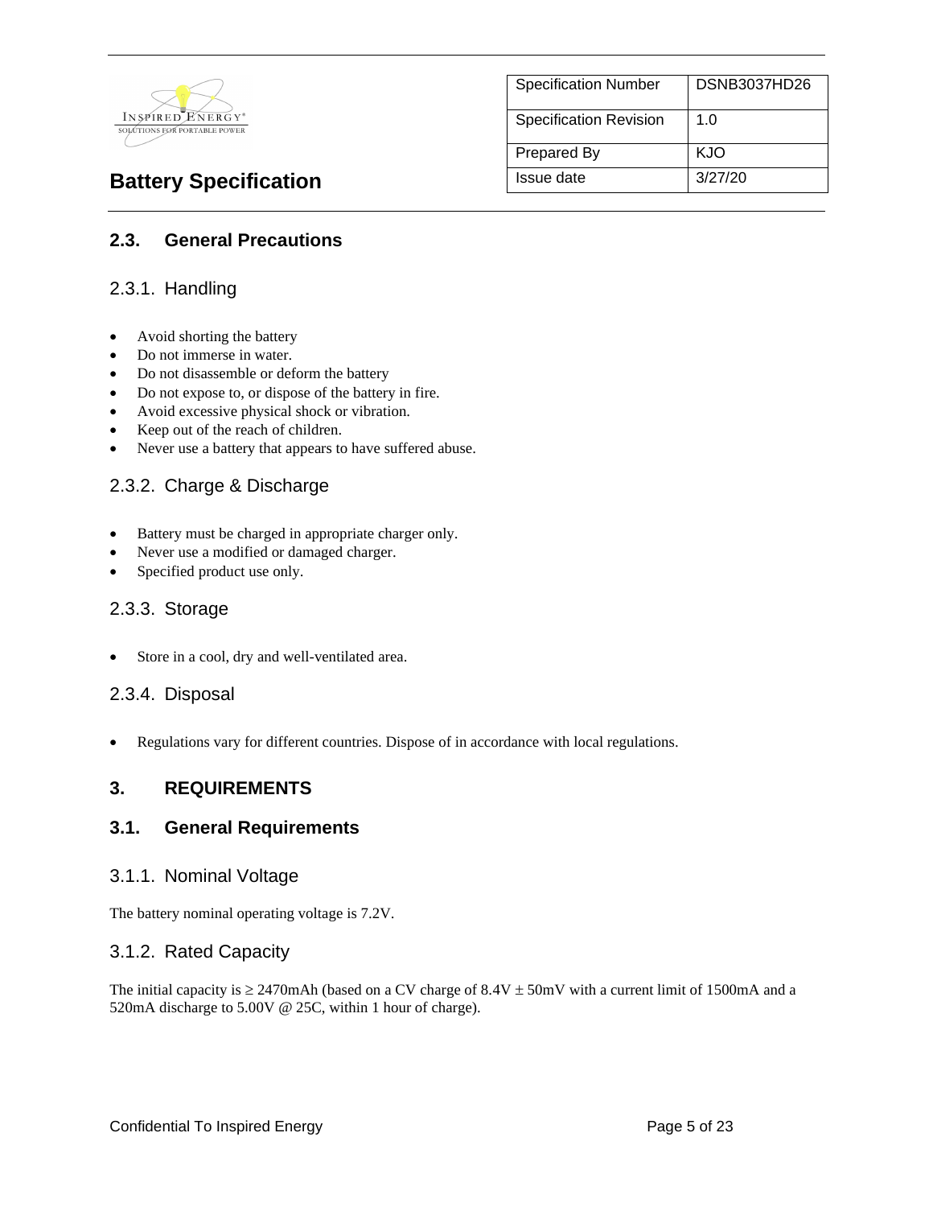## 2.3. General Precautions

### 2.3.1. Handling

- Avoid shorting the battery
- Do not immerse in water.
- Do not disassemble or deform the battery
- Do not expose to, or dispose of the battery in fire.
- Avoid excessive physical shock or vibration.
- Keep out of the reach of children.
- Never use a battery that appears to have suffered abuse.

### 2.3.2. Charge & Discharge

- Battery must be charged in appropriate charger only.
- Never use a modified or damaged charger.
- Specified product use only.

### 2.3.3. Storage

- Store in a cool, dry and well-ventilated area.

### 2.3.4. Disposal

- Regulations vary for different countries. Dispose of in accordance with local regulations.

# 3. REQUIREMENTS

## 3.1. General Requirements

### 3.1.1. Nominal Voltage

The battery nominal operating voltage is 7.2V.

### 3.1.2. Rated Capacity

The initial capacity is ≥ 2470mAh (based on a CV charge of 8.4V ± 50mV with a current limit of 1500mA and a 520mA discharge to 5.00V @ 25C, within 1 hour of charge).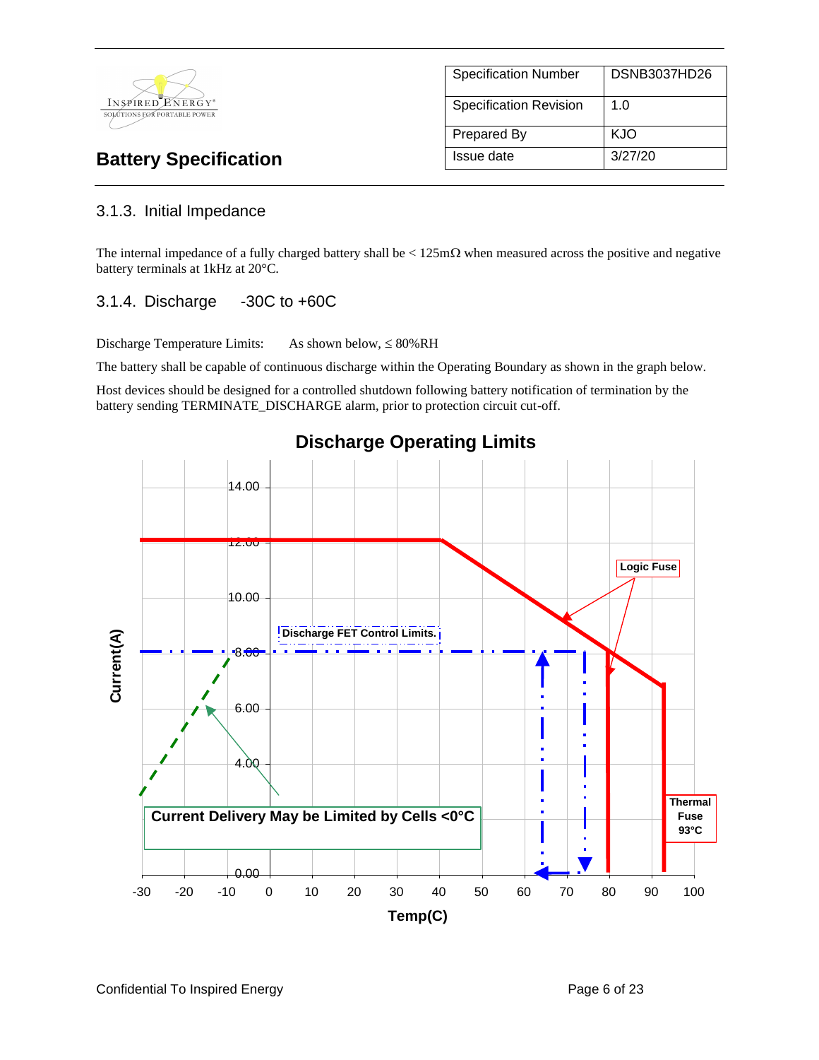### 3.1.3. Initial Impedance

The internal impedance of a fully charged battery shall be < 125mΩ when measured across the positive and negative battery terminals at 1kHz at 20°C.

### 3.1.4. Discharge -30C to +60C

Discharge Temperature Limits: As shown below, ≤ 80%RH

The battery shall be capable of continuous discharge within the Operating Boundary as shown in the graph below.

Host devices should be designed for a controlled shutdown following battery notification of termination by the battery sending TERMINATE_DISCHARGE alarm, prior to protection circuit cut-off.

**Discharge Operating Limits**

Current(A) vs Temp(C)

- Discharge FET Control Limits.
- Logic Fuse
- Thermal Fuse 93°C
- Current Delivery May be Limited by Cells <0°C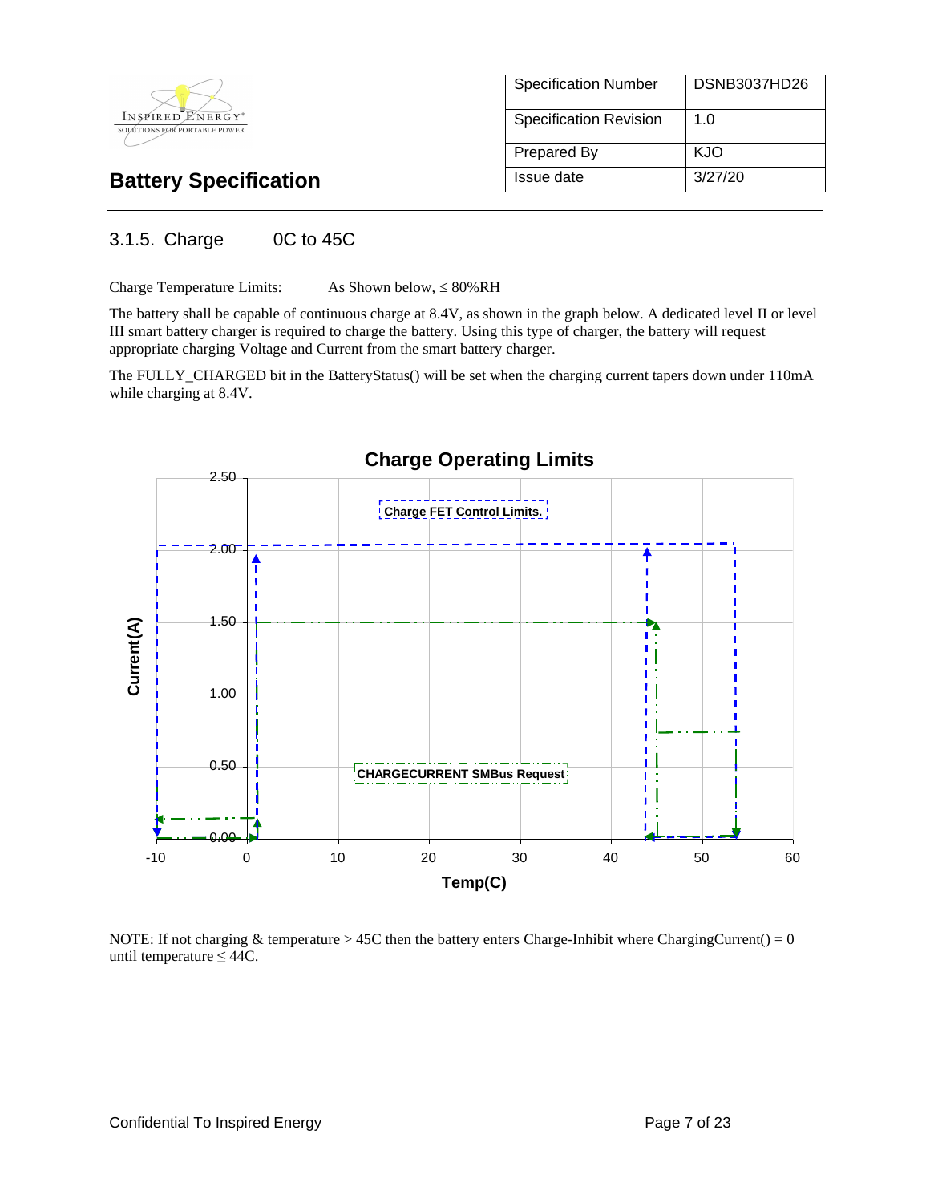| Specification Number | DSNB3037HD26 |
|---|---|
| Specification Revision | 1.0 |
| Prepared By | KJO |
| Issue date | 3/27/20 |

## Battery Specification

### 3.1.5. Charge 0C to 45C

Charge Temperature Limits: As Shown below, ≤ 80%RH

The battery shall be capable of continuous charge at 8.4V, as shown in the graph below. A dedicated level II or level III smart battery charger is required to charge the battery. Using this type of charger, the battery will request appropriate charging Voltage and Current from the smart battery charger.

The FULLY_CHARGED bit in the BatteryStatus() will be set when the charging current tapers down under 110mA while charging at 8.4V.

**Charge Operating Limits**

Charge FET Control Limits.

CHARGECURRENT SMBus Request

Current (A): 0.00, 0.50, 1.00, 1.50, 2.00, 2.50

Temp(C): -10, 0, 10, 20, 30, 40, 50, 60

NOTE: If not charging & temperature > 45C then the battery enters Charge-Inhibit where ChargingCurrent() = 0 until temperature ≤ 44C.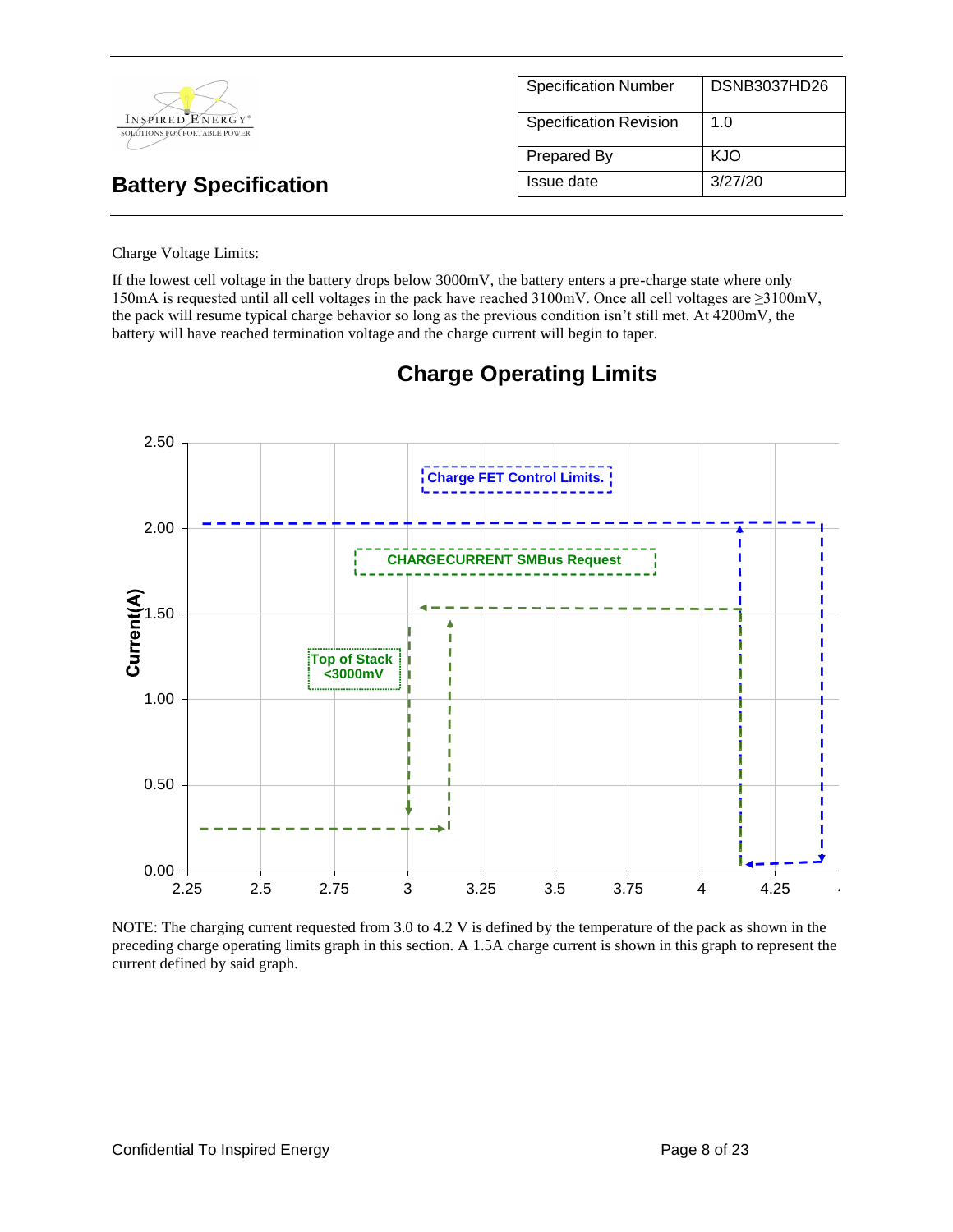| Specification Number | DSNB3037HD26 |
|---|---|
| Specification Revision | 1.0 |
| Prepared By | KJO |
| Issue date | 3/27/20 |

# Battery Specification

Charge Voltage Limits:

If the lowest cell voltage in the battery drops below 3000mV, the battery enters a pre-charge state where only 150mA is requested until all cell voltages in the pack have reached 3100mV. Once all cell voltages are ≥3100mV, the pack will resume typical charge behavior so long as the previous condition isn't still met. At 4200mV, the battery will have reached termination voltage and the charge current will begin to taper.

## Charge Operating Limits

NOTE: The charging current requested from 3.0 to 4.2 V is defined by the temperature of the pack as shown in the preceding charge operating limits graph in this section. A 1.5A charge current is shown in this graph to represent the current defined by said graph.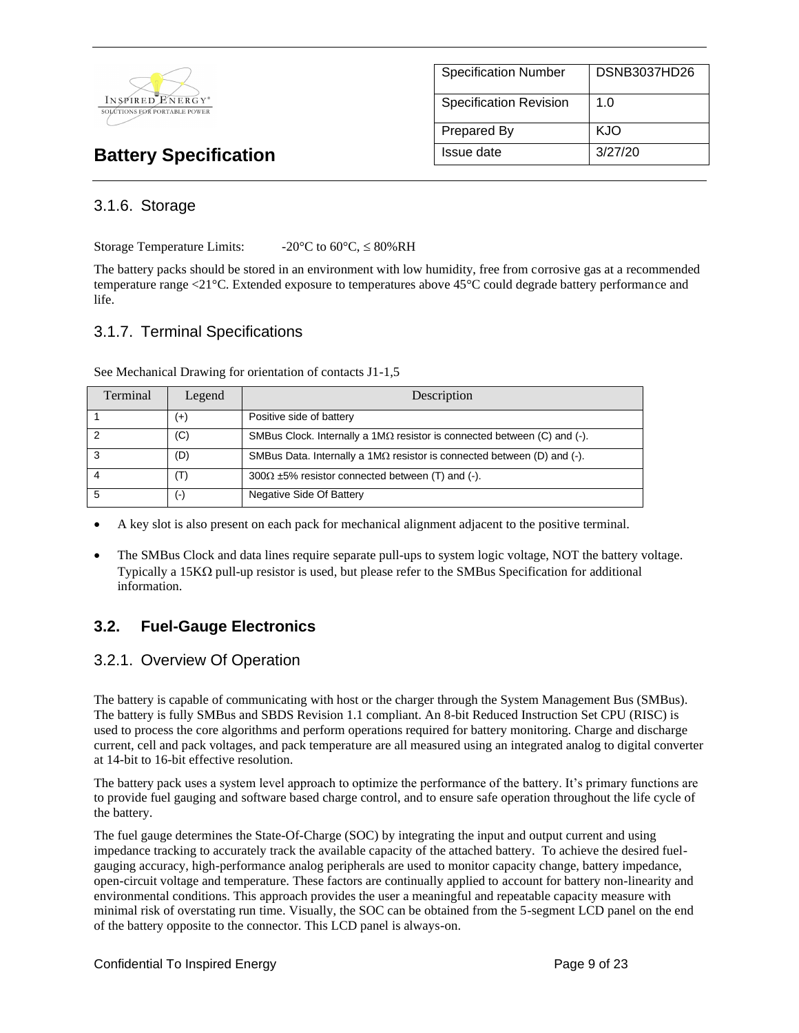### 3.1.6. Storage

Storage Temperature Limits: -20°C to 60°C, ≤ 80%RH

The battery packs should be stored in an environment with low humidity, free from corrosive gas at a recommended temperature range <21°C. Extended exposure to temperatures above 45°C could degrade battery performance and life.

### 3.1.7. Terminal Specifications

See Mechanical Drawing for orientation of contacts J1-1,5

| Terminal | Legend | Description |
| --- | --- | --- |
| 1 | (+) | Positive side of battery |
| 2 | (C) | SMBus Clock. Internally a 1MΩ resistor is connected between (C) and (-). |
| 3 | (D) | SMBus Data. Internally a 1MΩ resistor is connected between (D) and (-). |
| 4 | (T) | 300Ω ±5% resistor connected between (T) and (-). |
| 5 | (-) | Negative Side Of Battery |

- A key slot is also present on each pack for mechanical alignment adjacent to the positive terminal.
- The SMBus Clock and data lines require separate pull-ups to system logic voltage, NOT the battery voltage. Typically a 15KΩ pull-up resistor is used, but please refer to the SMBus Specification for additional information.

## 3.2. Fuel-Gauge Electronics

### 3.2.1. Overview Of Operation

The battery is capable of communicating with host or the charger through the System Management Bus (SMBus). The battery is fully SMBus and SBDS Revision 1.1 compliant. An 8-bit Reduced Instruction Set CPU (RISC) is used to process the core algorithms and perform operations required for battery monitoring. Charge and discharge current, cell and pack voltages, and pack temperature are all measured using an integrated analog to digital converter at 14-bit to 16-bit effective resolution.

The battery pack uses a system level approach to optimize the performance of the battery. It's primary functions are to provide fuel gauging and software based charge control, and to ensure safe operation throughout the life cycle of the battery.

The fuel gauge determines the State-Of-Charge (SOC) by integrating the input and output current and using impedance tracking to accurately track the available capacity of the attached battery. To achieve the desired fuel-gauging accuracy, high-performance analog peripherals are used to monitor capacity change, battery impedance, open-circuit voltage and temperature. These factors are continually applied to account for battery non-linearity and environmental conditions. This approach provides the user a meaningful and repeatable capacity measure with minimal risk of overstating run time. Visually, the SOC can be obtained from the 5-segment LCD panel on the end of the battery opposite to the connector. This LCD panel is always-on.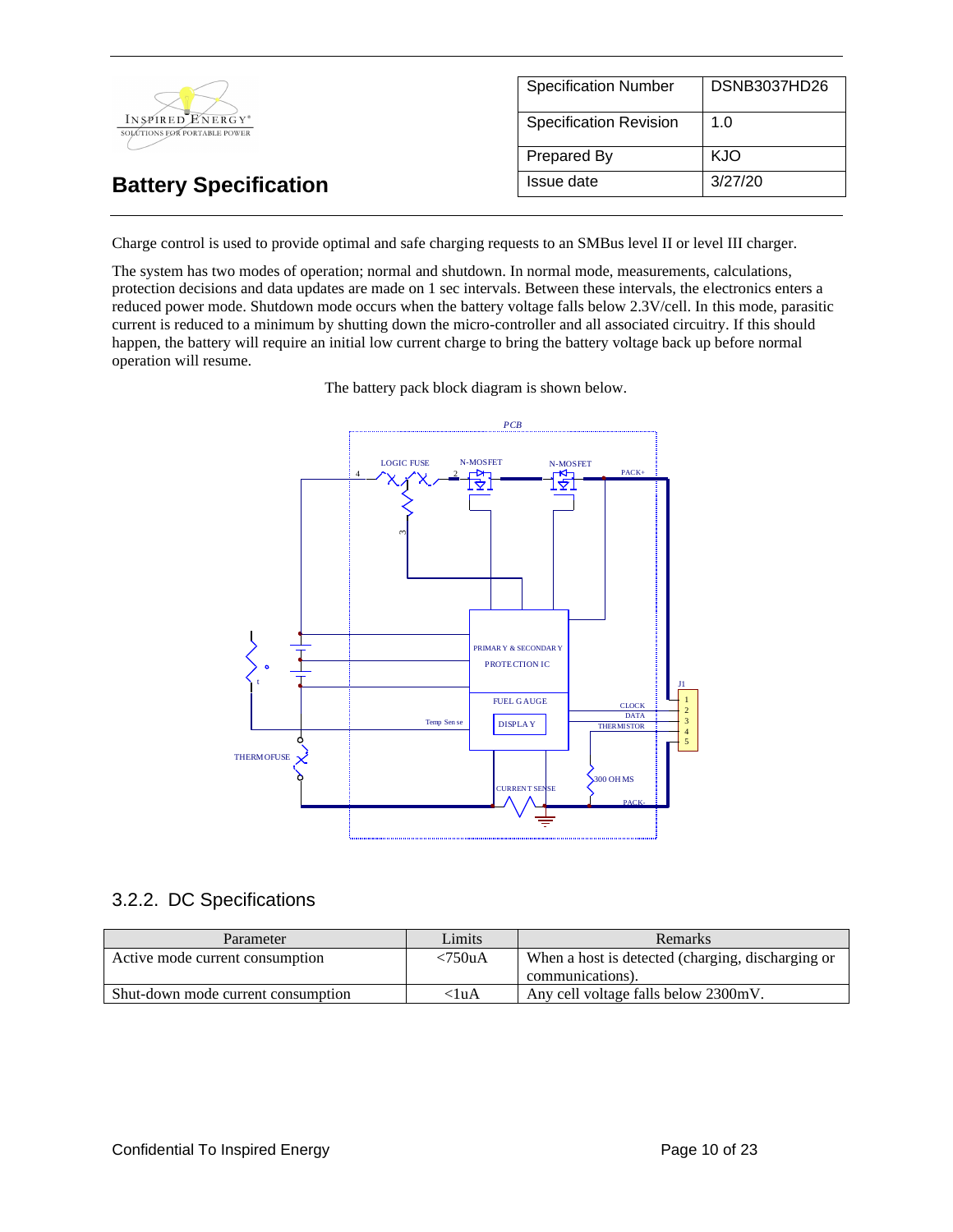Charge control is used to provide optimal and safe charging requests to an SMBus level II or level III charger.

The system has two modes of operation; normal and shutdown. In normal mode, measurements, calculations, protection decisions and data updates are made on 1 sec intervals. Between these intervals, the electronics enters a reduced power mode. Shutdown mode occurs when the battery voltage falls below 2.3V/cell. In this mode, parasitic current is reduced to a minimum by shutting down the micro-controller and all associated circuitry. If this should happen, the battery will require an initial low current charge to bring the battery voltage back up before normal operation will resume.

The battery pack block diagram is shown below.

PCB

LOGIC FUSE

N-MOSFET

N-MOSFET

PACK+

PRIMARY & SECONDARY PROTECTION IC

FUEL GAUGE

DISPLAY

Temp Sense

THERMOFUSE

CURRENT SENSE

300 OHMS

PACK-

CLOCK

DATA

THERMISTOR

J1

### 3.2.2. DC Specifications

| Parameter | Limits | Remarks |
|---|---|---|
| Active mode current consumption | <750uA | When a host is detected (charging, discharging or communications). |
| Shut-down mode current consumption | <1uA | Any cell voltage falls below 2300mV. |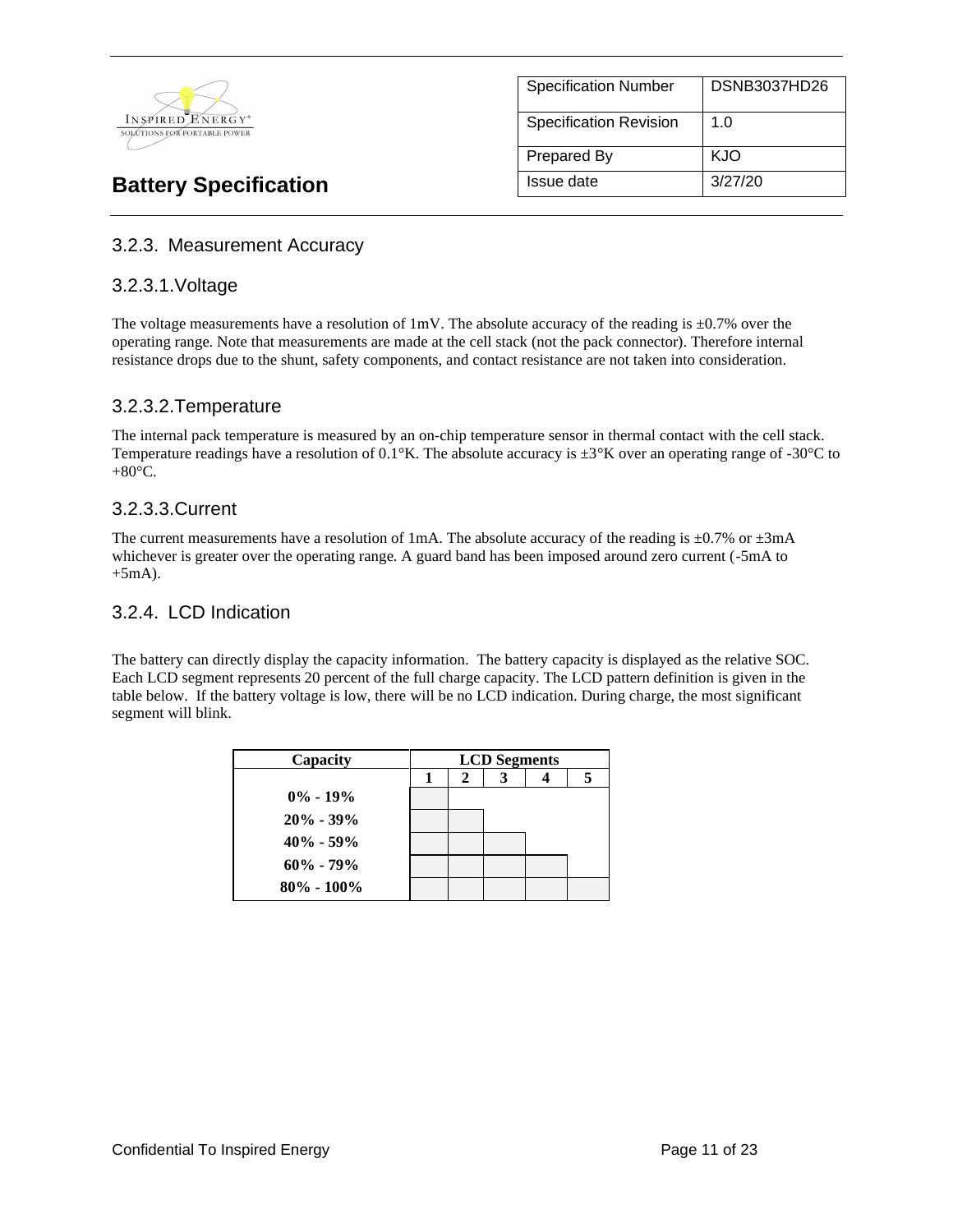## 3.2.3. Measurement Accuracy

### 3.2.3.1. Voltage

The voltage measurements have a resolution of 1mV. The absolute accuracy of the reading is ±0.7% over the operating range. Note that measurements are made at the cell stack (not the pack connector). Therefore internal resistance drops due to the shunt, safety components, and contact resistance are not taken into consideration.

### 3.2.3.2. Temperature

The internal pack temperature is measured by an on-chip temperature sensor in thermal contact with the cell stack. Temperature readings have a resolution of 0.1°K. The absolute accuracy is ±3°K over an operating range of -30°C to +80°C.

### 3.2.3.3. Current

The current measurements have a resolution of 1mA. The absolute accuracy of the reading is ±0.7% or ±3mA whichever is greater over the operating range. A guard band has been imposed around zero current (-5mA to +5mA).

## 3.2.4. LCD Indication

The battery can directly display the capacity information. The battery capacity is displayed as the relative SOC. Each LCD segment represents 20 percent of the full charge capacity. The LCD pattern definition is given in the table below. If the battery voltage is low, there will be no LCD indication. During charge, the most significant segment will blink.

| Capacity | LCD Segments | | | | |
|---|---|---|---|---|---|
| | 1 | 2 | 3 | 4 | 5 |
| 0% - 19% | ■ | | | | |
| 20% - 39% | ■ | ■ | | | |
| 40% - 59% | ■ | ■ | ■ | | |
| 60% - 79% | ■ | ■ | ■ | ■ | |
| 80% - 100% | ■ | ■ | ■ | ■ | ■ |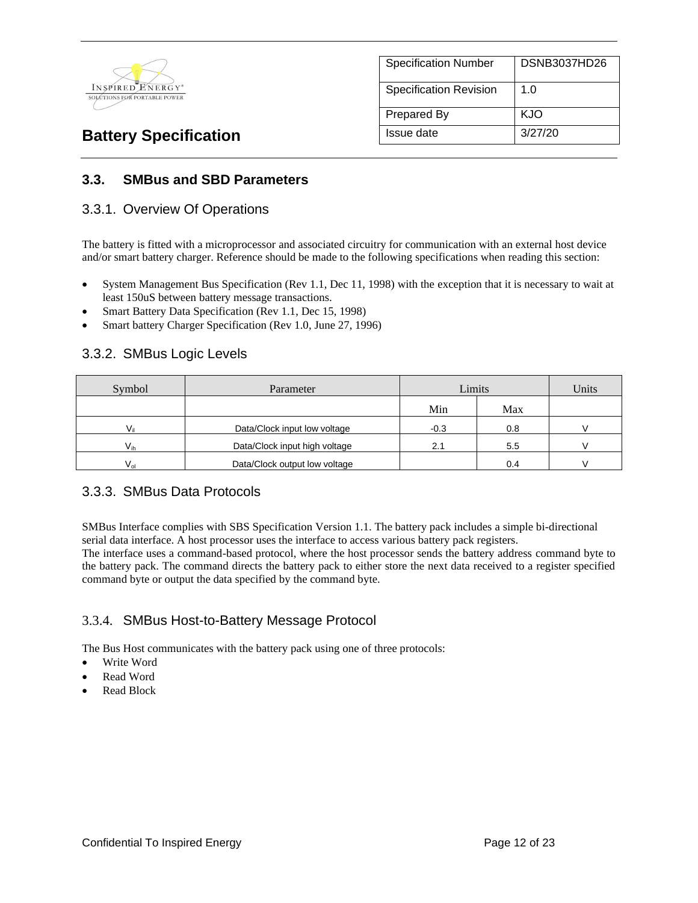## 3.3. SMBus and SBD Parameters

### 3.3.1. Overview Of Operations

The battery is fitted with a microprocessor and associated circuitry for communication with an external host device and/or smart battery charger. Reference should be made to the following specifications when reading this section:

- System Management Bus Specification (Rev 1.1, Dec 11, 1998) with the exception that it is necessary to wait at least 150uS between battery message transactions.
- Smart Battery Data Specification (Rev 1.1, Dec 15, 1998)
- Smart battery Charger Specification (Rev 1.0, June 27, 1996)

### 3.3.2. SMBus Logic Levels

| Symbol | Parameter | Limits | | Units |
|---|---|---|---|---|
| | | Min | Max | |
| $V_{il}$ | Data/Clock input low voltage | -0.3 | 0.8 | V |
| $V_{ih}$ | Data/Clock input high voltage | 2.1 | 5.5 | V |
| $V_{ol}$ | Data/Clock output low voltage | | 0.4 | V |

### 3.3.3. SMBus Data Protocols

SMBus Interface complies with SBS Specification Version 1.1. The battery pack includes a simple bi-directional serial data interface. A host processor uses the interface to access various battery pack registers.
The interface uses a command-based protocol, where the host processor sends the battery address command byte to the battery pack. The command directs the battery pack to either store the next data received to a register specified command byte or output the data specified by the command byte.

### 3.3.4. SMBus Host-to-Battery Message Protocol

The Bus Host communicates with the battery pack using one of three protocols:

- Write Word
- Read Word
- Read Block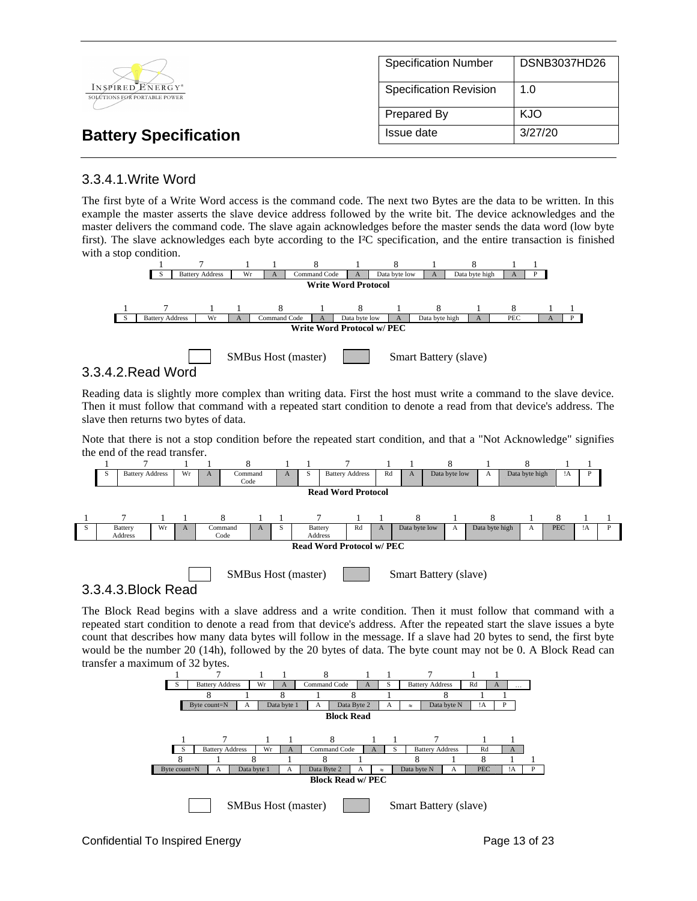### 3.3.4.1. Write Word

The first byte of a Write Word access is the command code. The next two Bytes are the data to be written. In this example the master asserts the slave device address followed by the write bit. The device acknowledges and the master delivers the command code. The slave again acknowledges before the master sends the data word (low byte first). The slave acknowledges each byte according to the I²C specification, and the entire transaction is finished with a stop condition.

| 1 | 7 | 1 | 1 | 8 | 1 | 8 | 1 | 8 | 1 | 1 |
|---|---|---|---|---|---|---|---|---|---|---|
| S | Battery Address | Wr | A | Command Code | A | Data byte low | A | Data byte high | A | P |

**Write Word Protocol**

| 1 | 7 | 1 | 1 | 8 | 1 | 8 | 1 | 8 | 1 | 8 | 1 | 1 |
|---|---|---|---|---|---|---|---|---|---|---|---|---|
| S | Battery Address | Wr | A | Command Code | A | Data byte low | A | Data byte high | A | PEC | A | P |

**Write Word Protocol w/ PEC**

SMBus Host (master) &nbsp;&nbsp; Smart Battery (slave)

### 3.3.4.2. Read Word

Reading data is slightly more complex than writing data. First the host must write a command to the slave device. Then it must follow that command with a repeated start condition to denote a read from that device's address. The slave then returns two bytes of data.

Note that there is not a stop condition before the repeated start condition, and that a "Not Acknowledge" signifies the end of the read transfer.

| 1 | 7 | 1 | 1 | 8 | 1 | 1 | 7 | 1 | 1 | 8 | 1 | 8 | 1 | 1 |
|---|---|---|---|---|---|---|---|---|---|---|---|---|---|---|
| S | Battery Address | Wr | A | Command Code | A | S | Battery Address | Rd | A | Data byte low | A | Data byte high | !A | P |

**Read Word Protocol**

| 1 | 7 | 1 | 1 | 8 | 1 | 1 | 7 | 1 | 1 | 8 | 1 | 8 | 1 | 8 | 1 | 1 |
|---|---|---|---|---|---|---|---|---|---|---|---|---|---|---|---|---|
| S | Battery Address | Wr | A | Command Code | A | S | Battery Address | Rd | A | Data byte low | A | Data byte high | A | PEC | !A | P |

**Read Word Protocol w/ PEC**

SMBus Host (master) &nbsp;&nbsp; Smart Battery (slave)

### 3.3.4.3. Block Read

The Block Read begins with a slave address and a write condition. Then it must follow that command with a repeated start condition to denote a read from that device's address. After the repeated start the slave issues a byte count that describes how many data bytes will follow in the message. If a slave had 20 bytes to send, the first byte would be the number 20 (14h), followed by the 20 bytes of data. The byte count may not be 0. A Block Read can transfer a maximum of 32 bytes.

| 1 | 7 | 1 | 1 | 8 | 1 | 1 | 7 | 1 | 1 | |
|---|---|---|---|---|---|---|---|---|---|---|
| S | Battery Address | Wr | A | Command Code | A | S | Battery Address | Rd | A | … |

| 8 | 1 | 8 | 1 | 8 | 1 | | 8 | 1 | 1 |
|---|---|---|---|---|---|---|---|---|---|
| Byte count=N | A | Data byte 1 | A | Data Byte 2 | A | ≈ | Data byte N | !A | P |

**Block Read**

| 1 | 7 | 1 | 1 | 8 | 1 | 1 | 7 | 1 | 1 |
|---|---|---|---|---|---|---|---|---|---|
| S | Battery Address | Wr | A | Command Code | A | S | Battery Address | Rd | A |

| 8 | 1 | 8 | 1 | 8 | 1 | | 8 | 1 | 8 | 1 | 1 |
|---|---|---|---|---|---|---|---|---|---|---|---|
| Byte count=N | A | Data byte 1 | A | Data Byte 2 | A | ≈ | Data byte N | A | PEC | !A | P |

**Block Read w/ PEC**

SMBus Host (master) &nbsp;&nbsp; Smart Battery (slave)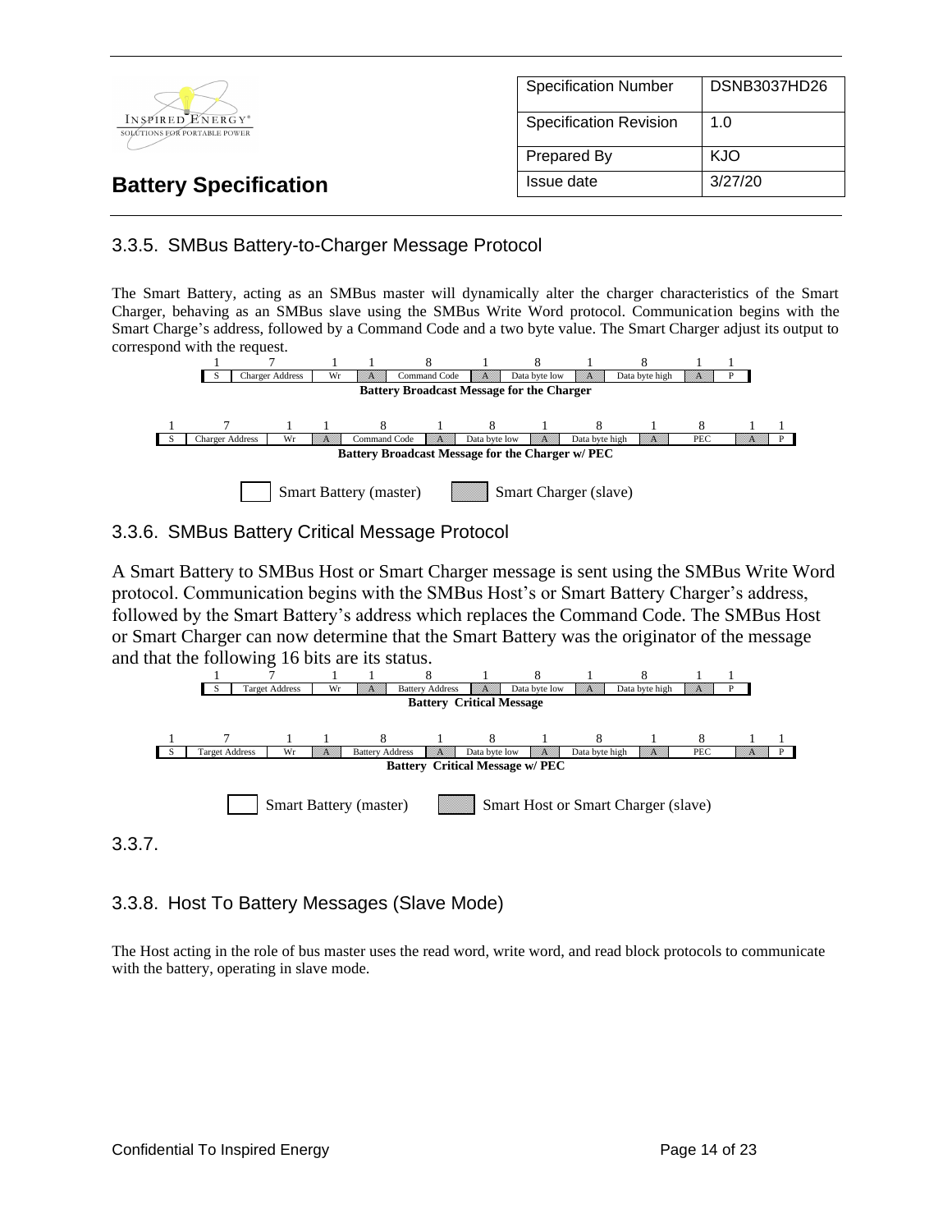### 3.3.5. SMBus Battery-to-Charger Message Protocol

The Smart Battery, acting as an SMBus master will dynamically alter the charger characteristics of the Smart Charger, behaving as an SMBus slave using the SMBus Write Word protocol. Communication begins with the Smart Charge's address, followed by a Command Code and a two byte value. The Smart Charger adjust its output to correspond with the request.

| 1 | 7 | 1 | 1 | 8 | 1 | 8 | 1 | 8 | 1 | 1 |
|---|---|---|---|---|---|---|---|---|---|---|
| S | Charger Address | Wr | A | Command Code | A | Data byte low | A | Data byte high | A | P |

**Battery Broadcast Message for the Charger**

| 1 | 7 | 1 | 1 | 8 | 1 | 8 | 1 | 8 | 1 | 8 | 1 | 1 |
|---|---|---|---|---|---|---|---|---|---|---|---|---|
| S | Charger Address | Wr | A | Command Code | A | Data byte low | A | Data byte high | A | PEC | A | P |

**Battery Broadcast Message for the Charger w/ PEC**

Smart Battery (master) &nbsp;&nbsp; Smart Charger (slave)

### 3.3.6. SMBus Battery Critical Message Protocol

A Smart Battery to SMBus Host or Smart Charger message is sent using the SMBus Write Word protocol. Communication begins with the SMBus Host's or Smart Battery Charger's address, followed by the Smart Battery's address which replaces the Command Code. The SMBus Host or Smart Charger can now determine that the Smart Battery was the originator of the message and that the following 16 bits are its status.

| 1 | 7 | 1 | 1 | 8 | 1 | 8 | 1 | 8 | 1 | 1 |
|---|---|---|---|---|---|---|---|---|---|---|
| S | Target Address | Wr | A | Battery Address | A | Data byte low | A | Data byte high | A | P |

**Battery Critical Message**

| 1 | 7 | 1 | 1 | 8 | 1 | 8 | 1 | 8 | 1 | 8 | 1 | 1 |
|---|---|---|---|---|---|---|---|---|---|---|---|---|
| S | Target Address | Wr | A | Battery Address | A | Data byte low | A | Data byte high | A | PEC | A | P |

**Battery Critical Message w/ PEC**

Smart Battery (master) &nbsp;&nbsp; Smart Host or Smart Charger (slave)

### 3.3.7.

### 3.3.8. Host To Battery Messages (Slave Mode)

The Host acting in the role of bus master uses the read word, write word, and read block protocols to communicate with the battery, operating in slave mode.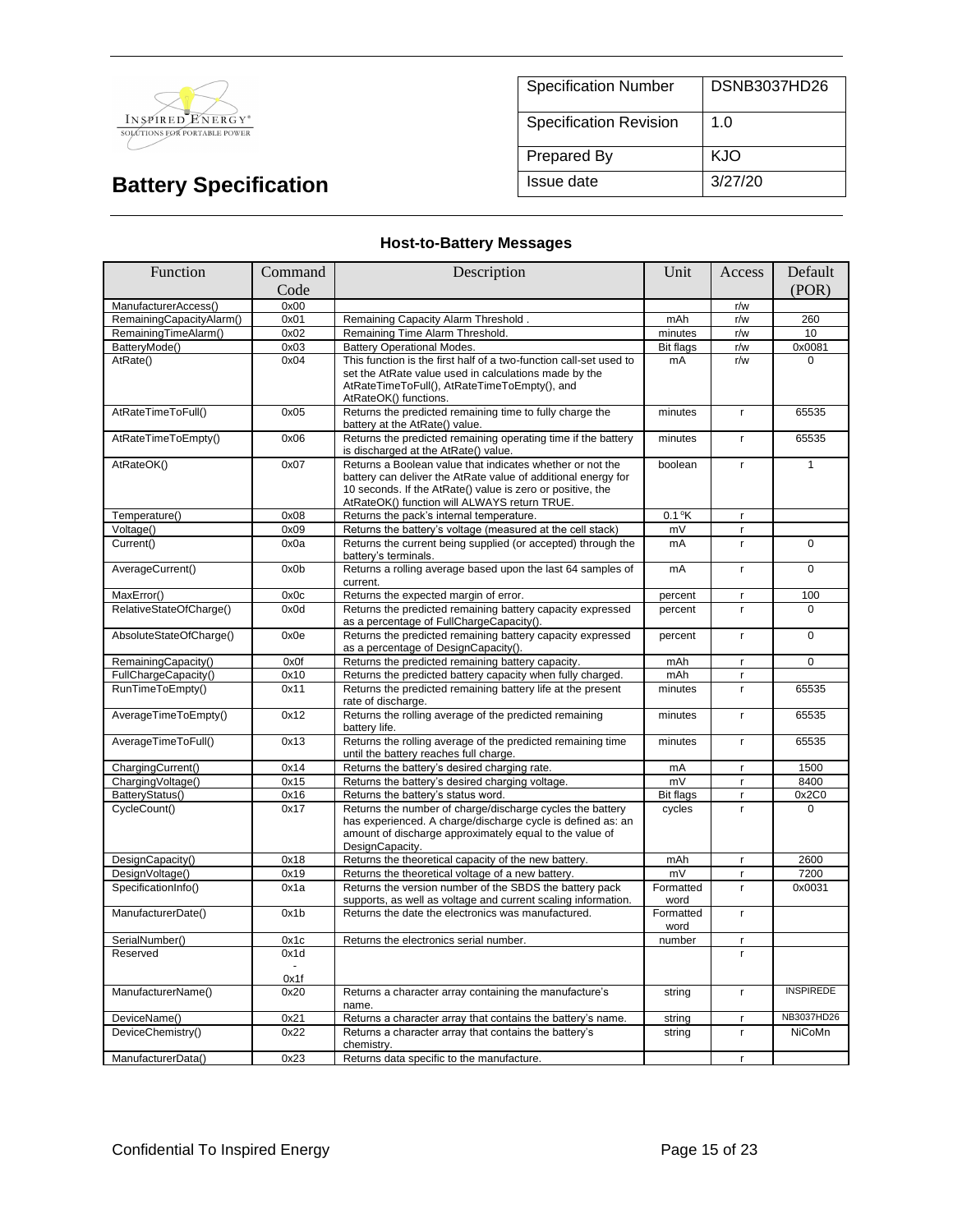| Specification Number | DSNB3037HD26 |
| --- | --- |
| Specification Revision | 1.0 |
| Prepared By | KJO |
| Issue date | 3/27/20 |

# Battery Specification

### Host-to-Battery Messages

| Function | Command Code | Description | Unit | Access | Default (POR) |
| --- | --- | --- | --- | --- | --- |
| ManufacturerAccess() | 0x00 | | | r/w | |
| RemainingCapacityAlarm() | 0x01 | Remaining Capacity Alarm Threshold . | mAh | r/w | 260 |
| RemainingTimeAlarm() | 0x02 | Remaining Time Alarm Threshold. | minutes | r/w | 10 |
| BatteryMode() | 0x03 | Battery Operational Modes. | Bit flags | r/w | 0x0081 |
| AtRate() | 0x04 | This function is the first half of a two-function call-set used to set the AtRate value used in calculations made by the AtRateTimeToFull(), AtRateTimeToEmpty(), and AtRateOK() functions. | mA | r/w | 0 |
| AtRateTimeToFull() | 0x05 | Returns the predicted remaining time to fully charge the battery at the AtRate() value. | minutes | r | 65535 |
| AtRateTimeToEmpty() | 0x06 | Returns the predicted remaining operating time if the battery is discharged at the AtRate() value. | minutes | r | 65535 |
| AtRateOK() | 0x07 | Returns a Boolean value that indicates whether or not the battery can deliver the AtRate value of additional energy for 10 seconds. If the AtRate() value is zero or positive, the AtRateOK() function will ALWAYS return TRUE. | boolean | r | 1 |
| Temperature() | 0x08 | Returns the pack's internal temperature. | 0.1 °K | r | |
| Voltage() | 0x09 | Returns the battery's voltage (measured at the cell stack) | mV | r | |
| Current() | 0x0a | Returns the current being supplied (or accepted) through the battery's terminals. | mA | r | 0 |
| AverageCurrent() | 0x0b | Returns a rolling average based upon the last 64 samples of current. | mA | r | 0 |
| MaxError() | 0x0c | Returns the expected margin of error. | percent | r | 100 |
| RelativeStateOfCharge() | 0x0d | Returns the predicted remaining battery capacity expressed as a percentage of FullChargeCapacity(). | percent | r | 0 |
| AbsoluteStateOfCharge() | 0x0e | Returns the predicted remaining battery capacity expressed as a percentage of DesignCapacity(). | percent | r | 0 |
| RemainingCapacity() | 0x0f | Returns the predicted remaining battery capacity. | mAh | r | 0 |
| FullChargeCapacity() | 0x10 | Returns the predicted battery capacity when fully charged. | mAh | r | |
| RunTimeToEmpty() | 0x11 | Returns the predicted remaining battery life at the present rate of discharge. | minutes | r | 65535 |
| AverageTimeToEmpty() | 0x12 | Returns the rolling average of the predicted remaining battery life. | minutes | r | 65535 |
| AverageTimeToFull() | 0x13 | Returns the rolling average of the predicted remaining time until the battery reaches full charge. | minutes | r | 65535 |
| ChargingCurrent() | 0x14 | Returns the battery's desired charging rate. | mA | r | 1500 |
| ChargingVoltage() | 0x15 | Returns the battery's desired charging voltage. | mV | r | 8400 |
| BatteryStatus() | 0x16 | Returns the battery's status word. | Bit flags | r | 0x2C0 |
| CycleCount() | 0x17 | Returns the number of charge/discharge cycles the battery has experienced. A charge/discharge cycle is defined as: an amount of discharge approximately equal to the value of DesignCapacity. | cycles | r | 0 |
| DesignCapacity() | 0x18 | Returns the theoretical capacity of the new battery. | mAh | r | 2600 |
| DesignVoltage() | 0x19 | Returns the theoretical voltage of a new battery. | mV | r | 7200 |
| SpecificationInfo() | 0x1a | Returns the version number of the SBDS the battery pack supports, as well as voltage and current scaling information. | Formatted word | r | 0x0031 |
| ManufacturerDate() | 0x1b | Returns the date the electronics was manufactured. | Formatted word | r | |
| SerialNumber() | 0x1c | Returns the electronics serial number. | number | r | |
| Reserved | 0x1d - 0x1f | | | r | |
| ManufacturerName() | 0x20 | Returns a character array containing the manufacture's name. | string | r | INSPIREDE |
| DeviceName() | 0x21 | Returns a character array that contains the battery's name. | string | r | NB3037HD26 |
| DeviceChemistry() | 0x22 | Returns a character array that contains the battery's chemistry. | string | r | NiCoMn |
| ManufacturerData() | 0x23 | Returns data specific to the manufacture. | | r | |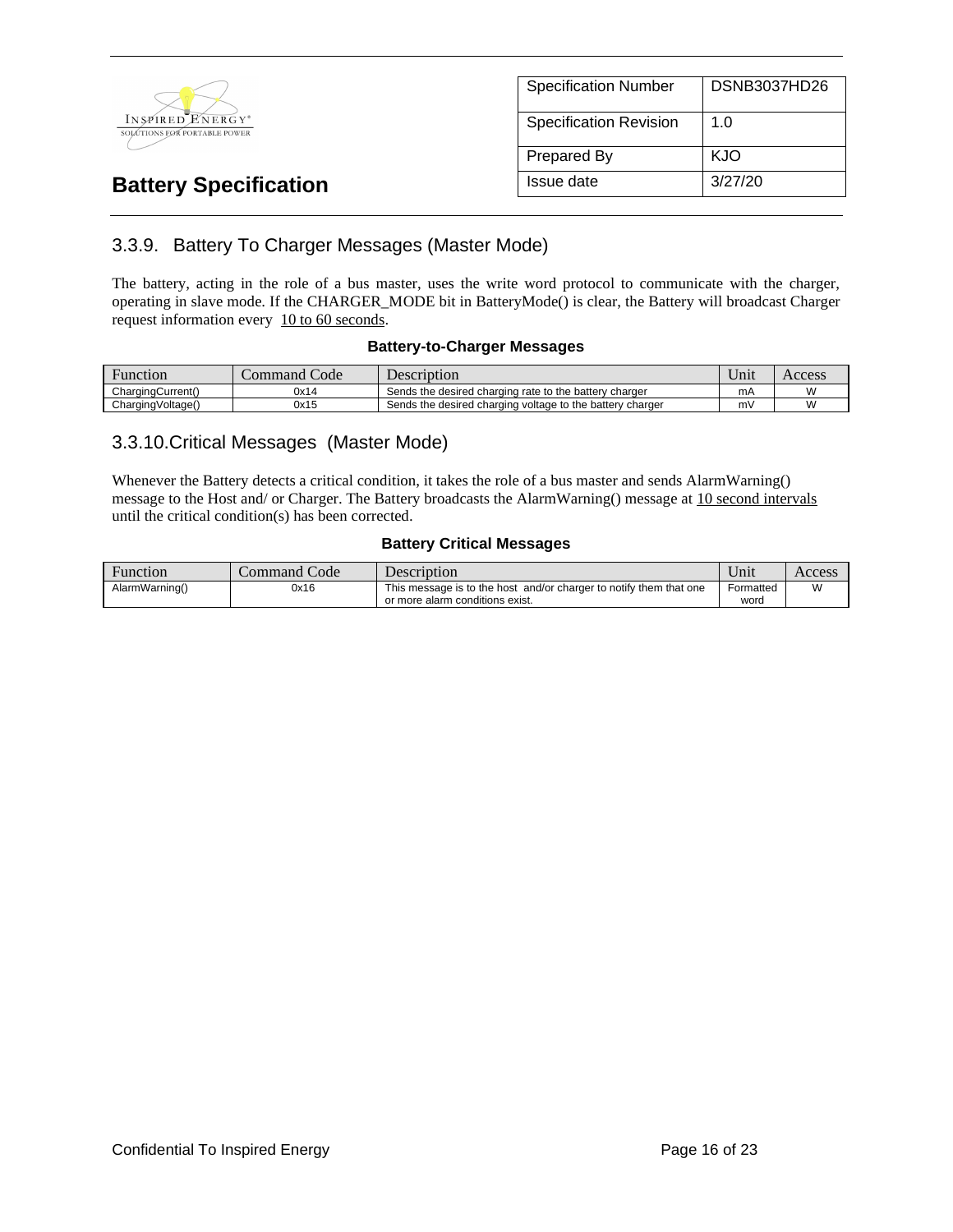### 3.3.9. Battery To Charger Messages (Master Mode)

The battery, acting in the role of a bus master, uses the write word protocol to communicate with the charger, operating in slave mode. If the CHARGER_MODE bit in BatteryMode() is clear, the Battery will broadcast Charger request information every 10 to 60 seconds.

**Battery-to-Charger Messages**

| Function | Command Code | Description | Unit | Access |
|---|---|---|---|---|
| ChargingCurrent() | 0x14 | Sends the desired charging rate to the battery charger | mA | W |
| ChargingVoltage() | 0x15 | Sends the desired charging voltage to the battery charger | mV | W |

### 3.3.10. Critical Messages (Master Mode)

Whenever the Battery detects a critical condition, it takes the role of a bus master and sends AlarmWarning() message to the Host and/ or Charger. The Battery broadcasts the AlarmWarning() message at 10 second intervals until the critical condition(s) has been corrected.

**Battery Critical Messages**

| Function | Command Code | Description | Unit | Access |
|---|---|---|---|---|
| AlarmWarning() | 0x16 | This message is to the host and/or charger to notify them that one or more alarm conditions exist. | Formatted word | W |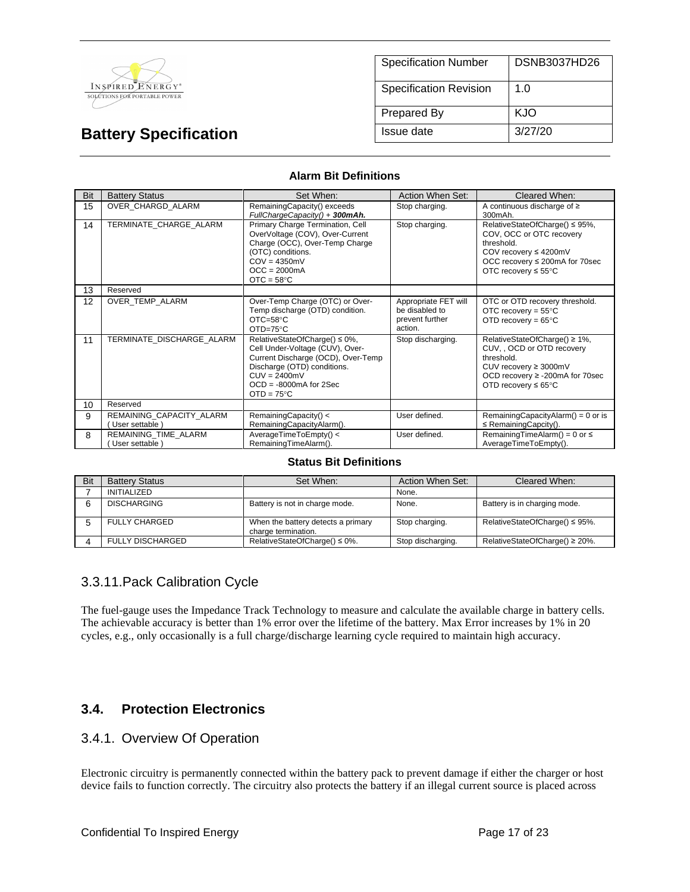**Battery Specification**

| Specification Number | DSNB3037HD26 |
|---|---|
| Specification Revision | 1.0 |
| Prepared By | KJO |
| Issue date | 3/27/20 |

**Alarm Bit Definitions**

| Bit | Battery Status | Set When: | Action When Set: | Cleared When: |
|---|---|---|---|---|
| 15 | OVER_CHARGD_ALARM | RemainingCapacity() exceeds *FullChargeCapacity() + **300mAh.*** | Stop charging. | A continuous discharge of ≥ 300mAh. |
| 14 | TERMINATE_CHARGE_ALARM | Primary Charge Termination, Cell OverVoltage (COV), Over-Current Charge (OCC), Over-Temp Charge (OTC) conditions. COV = 4350mV OCC = 2000mA OTC = 58°C | Stop charging. | RelativeStateOfCharge() ≤ 95%, COV, OCC or OTC recovery threshold. COV recovery ≤ 4200mV OCC recovery ≤ 200mA for 70sec OTC recovery ≤ 55°C |
| 13 | Reserved | | | |
| 12 | OVER_TEMP_ALARM | Over-Temp Charge (OTC) or Over-Temp discharge (OTD) condition. OTC=58°C OTD=75°C | Appropriate FET will be disabled to prevent further action. | OTC or OTD recovery threshold. OTC recovery = 55°C OTD recovery = 65°C |
| 11 | TERMINATE_DISCHARGE_ALARM | RelativeStateOfCharge() ≤ 0%, Cell Under-Voltage (CUV), Over-Current Discharge (OCD), Over-Temp Discharge (OTD) conditions. CUV = 2400mV OCD = -8000mA for 2Sec OTD = 75°C | Stop discharging. | RelativeStateOfCharge() ≥ 1%, CUV, , OCD or OTD recovery threshold. CUV recovery ≥ 3000mV OCD recovery ≥ -200mA for 70sec OTD recovery ≤ 65°C |
| 10 | Reserved | | | |
| 9 | REMAINING_CAPACITY_ALARM ( User settable ) | RemainingCapacity() < RemainingCapacityAlarm(). | User defined. | RemainingCapacityAlarm() = 0 or is ≤ RemainingCapcity(). |
| 8 | REMAINING_TIME_ALARM ( User settable ) | AverageTimeToEmpty() < RemainingTimeAlarm(). | User defined. | RemainingTimeAlarm() = 0 or ≤ AverageTimeToEmpty(). |

**Status Bit Definitions**

| Bit | Battery Status | Set When: | Action When Set: | Cleared When: |
|---|---|---|---|---|
| 7 | INITIALIZED | | None. | |
| 6 | DISCHARGING | Battery is not in charge mode. | None. | Battery is in charging mode. |
| 5 | FULLY CHARGED | When the battery detects a primary charge termination. | Stop charging. | RelativeStateOfCharge() ≤ 95%. |
| 4 | FULLY DISCHARGED | RelativeStateOfCharge() ≤ 0%. | Stop discharging. | RelativeStateOfCharge() ≥ 20%. |

### 3.3.11.Pack Calibration Cycle

The fuel-gauge uses the Impedance Track Technology to measure and calculate the available charge in battery cells. The achievable accuracy is better than 1% error over the lifetime of the battery. Max Error increases by 1% in 20 cycles, e.g., only occasionally is a full charge/discharge learning cycle required to maintain high accuracy.

## 3.4. Protection Electronics

### 3.4.1. Overview Of Operation

Electronic circuitry is permanently connected within the battery pack to prevent damage if either the charger or host device fails to function correctly. The circuitry also protects the battery if an illegal current source is placed across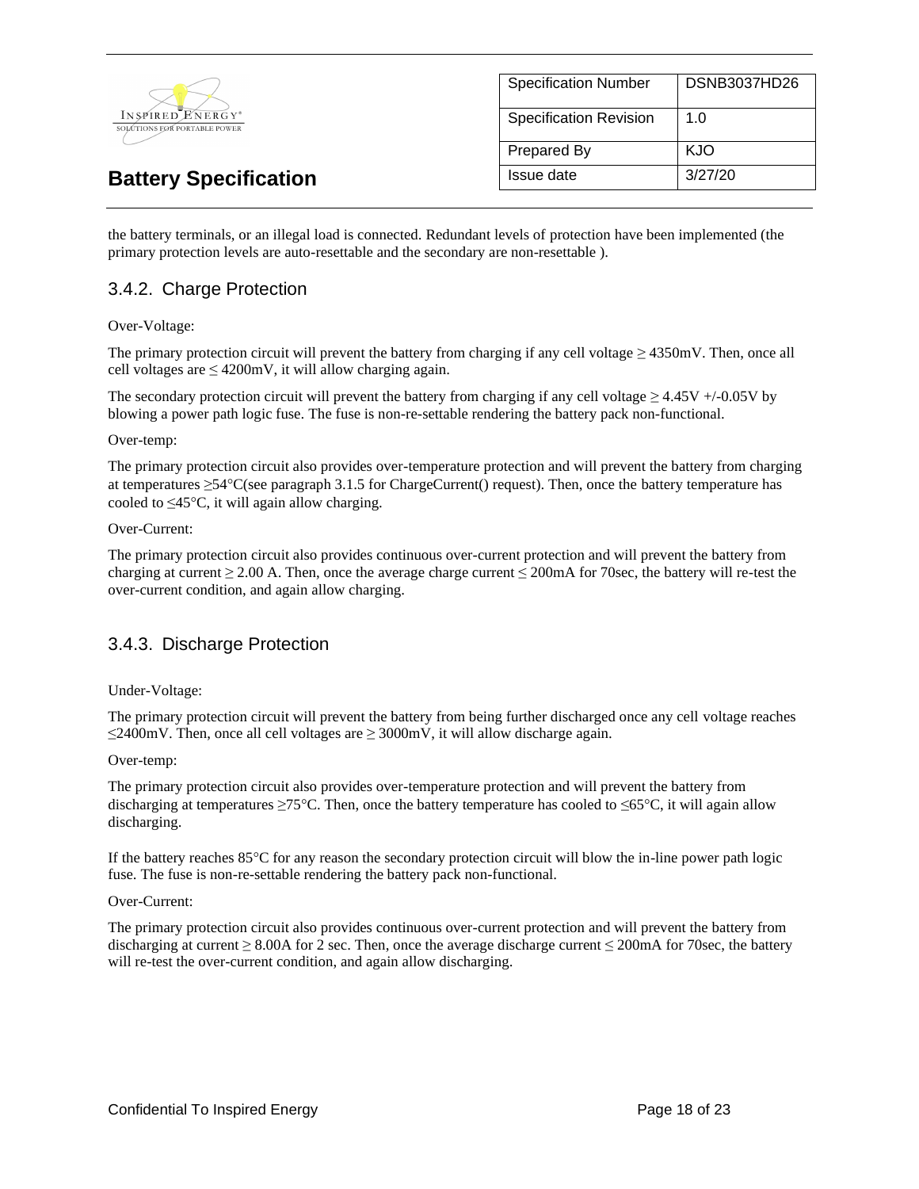the battery terminals, or an illegal load is connected. Redundant levels of protection have been implemented (the primary protection levels are auto-resettable and the secondary are non-resettable ).

### 3.4.2. Charge Protection

Over-Voltage:

The primary protection circuit will prevent the battery from charging if any cell voltage ≥ 4350mV. Then, once all cell voltages are ≤ 4200mV, it will allow charging again.

The secondary protection circuit will prevent the battery from charging if any cell voltage ≥ 4.45V +/-0.05V by blowing a power path logic fuse. The fuse is non-re-settable rendering the battery pack non-functional.

Over-temp:

The primary protection circuit also provides over-temperature protection and will prevent the battery from charging at temperatures ≥54°C(see paragraph 3.1.5 for ChargeCurrent() request). Then, once the battery temperature has cooled to ≤45°C, it will again allow charging.

Over-Current:

The primary protection circuit also provides continuous over-current protection and will prevent the battery from charging at current ≥ 2.00 A. Then, once the average charge current ≤ 200mA for 70sec, the battery will re-test the over-current condition, and again allow charging.

### 3.4.3. Discharge Protection

Under-Voltage:

The primary protection circuit will prevent the battery from being further discharged once any cell voltage reaches ≤2400mV. Then, once all cell voltages are ≥ 3000mV, it will allow discharge again.

Over-temp:

The primary protection circuit also provides over-temperature protection and will prevent the battery from discharging at temperatures ≥75°C. Then, once the battery temperature has cooled to ≤65°C, it will again allow discharging.

If the battery reaches 85°C for any reason the secondary protection circuit will blow the in-line power path logic fuse. The fuse is non-re-settable rendering the battery pack non-functional.

Over-Current:

The primary protection circuit also provides continuous over-current protection and will prevent the battery from discharging at current ≥ 8.00A for 2 sec. Then, once the average discharge current ≤ 200mA for 70sec, the battery will re-test the over-current condition, and again allow discharging.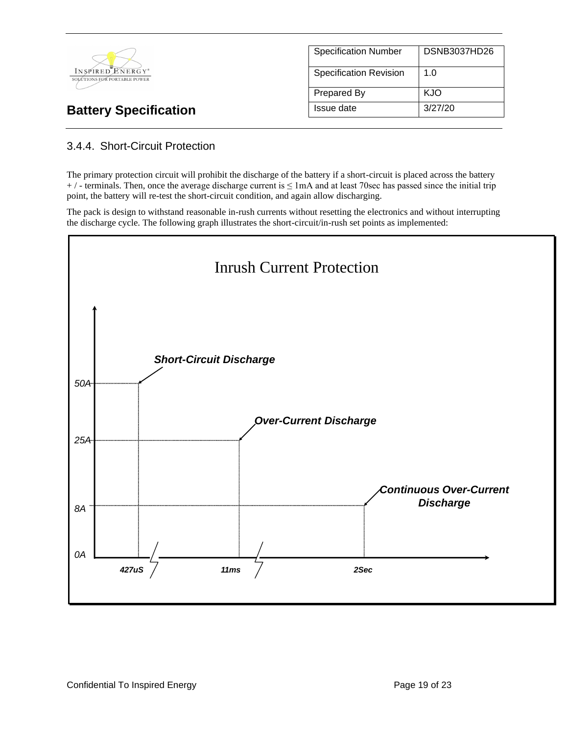### 3.4.4. Short-Circuit Protection

The primary protection circuit will prohibit the discharge of the battery if a short-circuit is placed across the battery + / - terminals. Then, once the average discharge current is ≤ 1mA and at least 70sec has passed since the initial trip point, the battery will re-test the short-circuit condition, and again allow discharging.

The pack is design to withstand reasonable in-rush currents without resetting the electronics and without interrupting the discharge cycle. The following graph illustrates the short-circuit/in-rush set points as implemented:

**Inrush Current Protection**

***Short-Circuit Discharge***

***Over-Current Discharge***

***Continuous Over-Current Discharge***

*50A*

*25A*

*8A*

*0A*

***427uS*** ***11ms*** ***2Sec***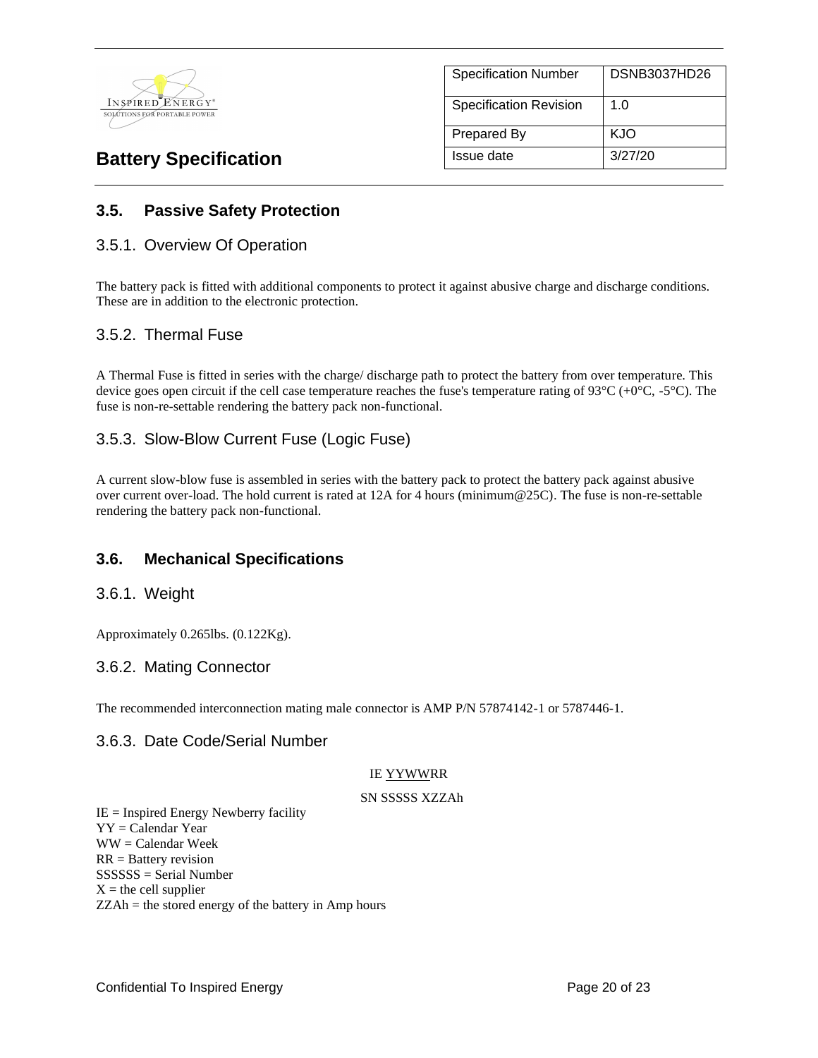### 3.5. Passive Safety Protection

#### 3.5.1. Overview Of Operation

The battery pack is fitted with additional components to protect it against abusive charge and discharge conditions. These are in addition to the electronic protection.

#### 3.5.2. Thermal Fuse

A Thermal Fuse is fitted in series with the charge/ discharge path to protect the battery from over temperature. This device goes open circuit if the cell case temperature reaches the fuse's temperature rating of 93°C (+0°C, -5°C). The fuse is non-re-settable rendering the battery pack non-functional.

#### 3.5.3. Slow-Blow Current Fuse (Logic Fuse)

A current slow-blow fuse is assembled in series with the battery pack to protect the battery pack against abusive over current over-load. The hold current is rated at 12A for 4 hours (minimum@25C). The fuse is non-re-settable rendering the battery pack non-functional.

### 3.6. Mechanical Specifications

#### 3.6.1. Weight

Approximately 0.265lbs. (0.122Kg).

#### 3.6.2. Mating Connector

The recommended interconnection mating male connector is AMP P/N 57874142-1 or 5787446-1.

#### 3.6.3. Date Code/Serial Number

IE YYWWRR

SN SSSSS XZZAh

IE = Inspired Energy Newberry facility
YY = Calendar Year
WW = Calendar Week
RR = Battery revision
SSSSSS = Serial Number
X = the cell supplier
ZZAh = the stored energy of the battery in Amp hours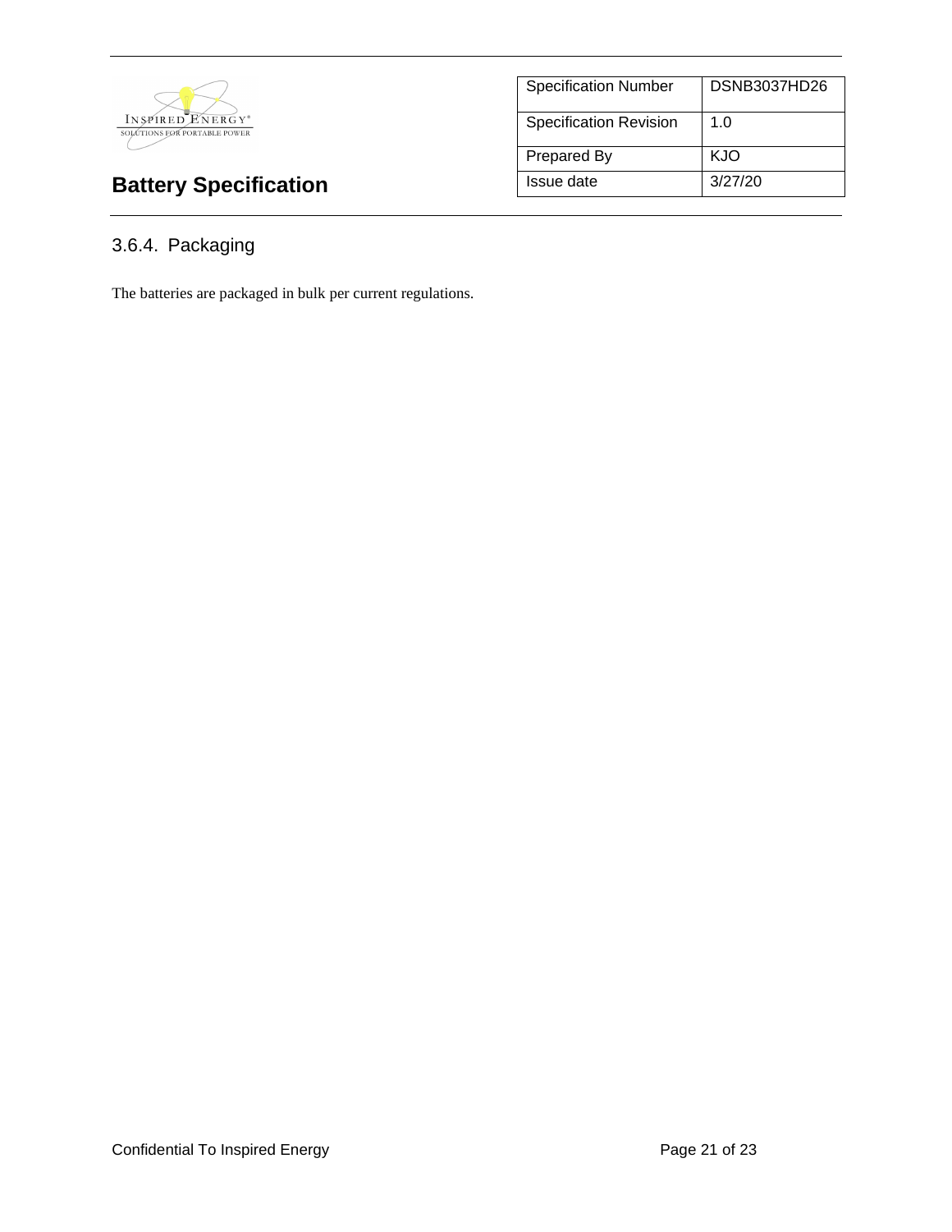### 3.6.4. Packaging

The batteries are packaged in bulk per current regulations.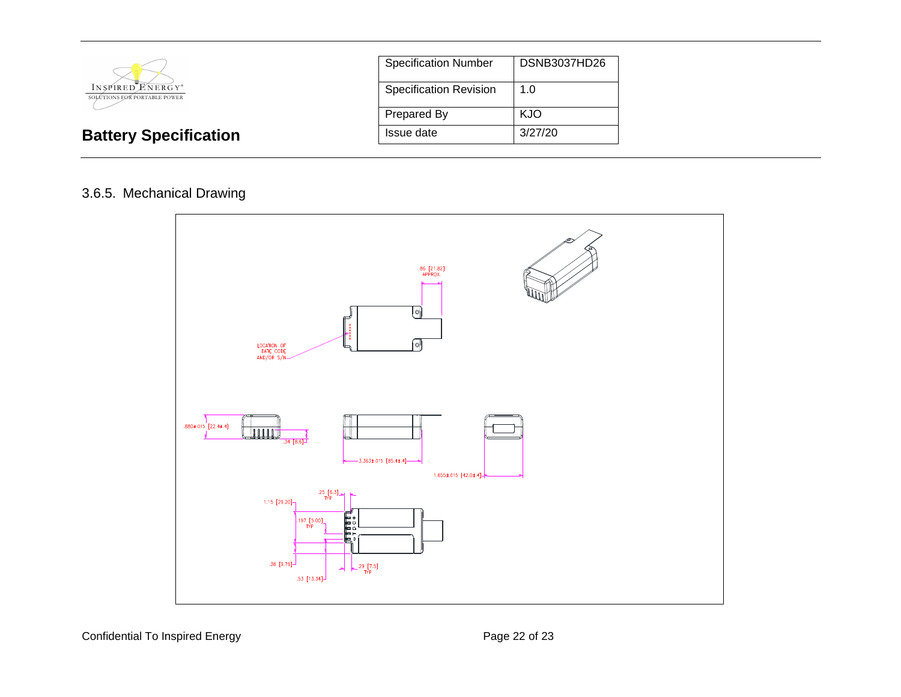## 3.6.5. Mechanical Drawing

.86 [21.82] APPROX.

LOCATION OF DATE CODE AND/OR S/N

.880±.015 [22.4±.4]

.34 [8.6]

3.363±.015 [85.4±.4]

1.656±.015 [42.0±.4]

.25 [6.3] TYP

1.15 [29.20]

.197 [5.00] TYP

.38 [9.78]

.53 [13.34]

.29 [7.5] TYP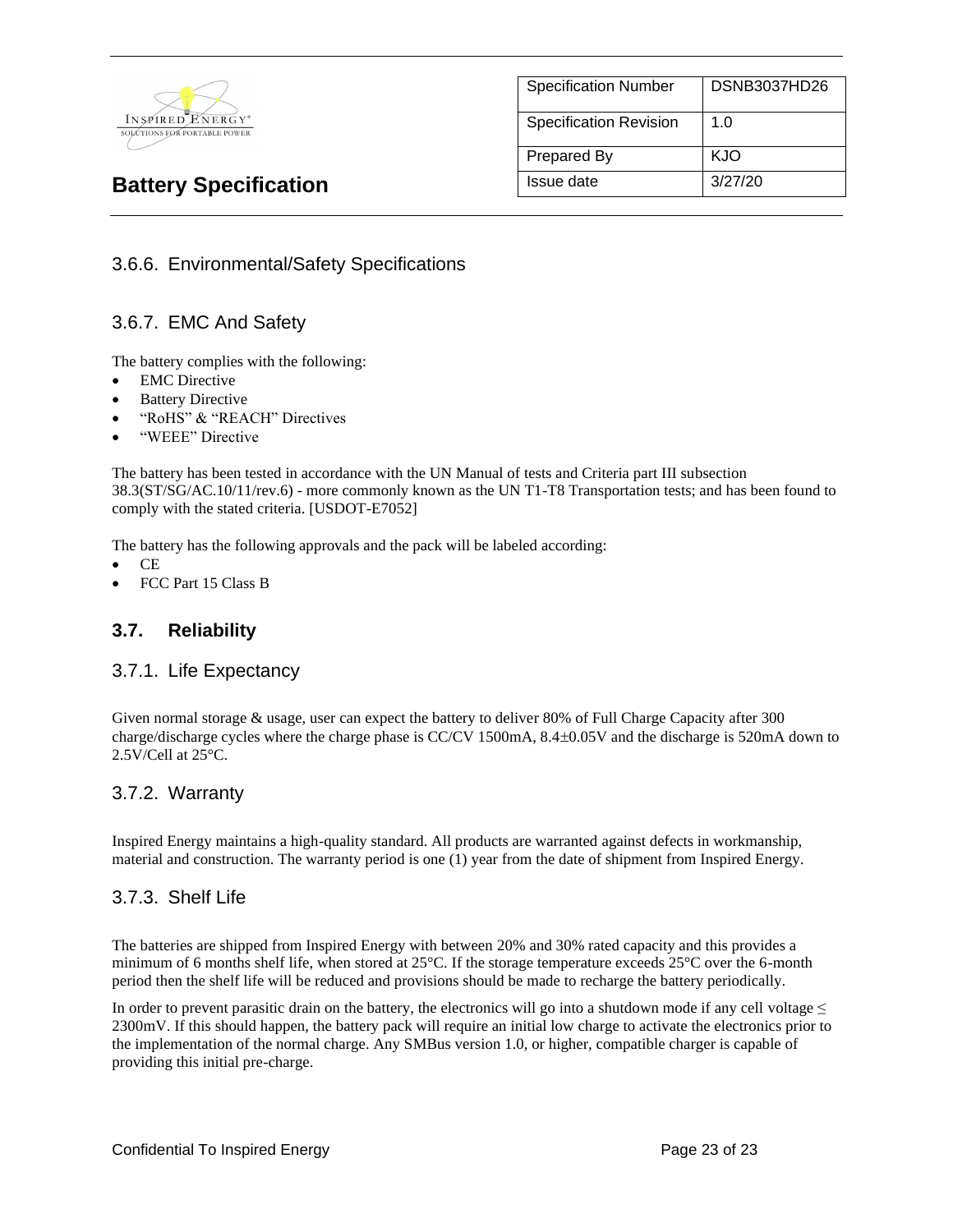### 3.6.6. Environmental/Safety Specifications

### 3.6.7. EMC And Safety

The battery complies with the following:

- EMC Directive
- Battery Directive
- "RoHS" & "REACH" Directives
- "WEEE" Directive

The battery has been tested in accordance with the UN Manual of tests and Criteria part III subsection 38.3(ST/SG/AC.10/11/rev.6) - more commonly known as the UN T1-T8 Transportation tests; and has been found to comply with the stated criteria. [USDOT-E7052]

The battery has the following approvals and the pack will be labeled according:

- CE
- FCC Part 15 Class B

## 3.7. Reliability

### 3.7.1. Life Expectancy

Given normal storage & usage, user can expect the battery to deliver 80% of Full Charge Capacity after 300 charge/discharge cycles where the charge phase is CC/CV 1500mA, 8.4±0.05V and the discharge is 520mA down to 2.5V/Cell at 25°C.

### 3.7.2. Warranty

Inspired Energy maintains a high-quality standard. All products are warranted against defects in workmanship, material and construction. The warranty period is one (1) year from the date of shipment from Inspired Energy.

### 3.7.3. Shelf Life

The batteries are shipped from Inspired Energy with between 20% and 30% rated capacity and this provides a minimum of 6 months shelf life, when stored at 25°C. If the storage temperature exceeds 25°C over the 6-month period then the shelf life will be reduced and provisions should be made to recharge the battery periodically.

In order to prevent parasitic drain on the battery, the electronics will go into a shutdown mode if any cell voltage ≤ 2300mV. If this should happen, the battery pack will require an initial low charge to activate the electronics prior to the implementation of the normal charge. Any SMBus version 1.0, or higher, compatible charger is capable of providing this initial pre-charge.